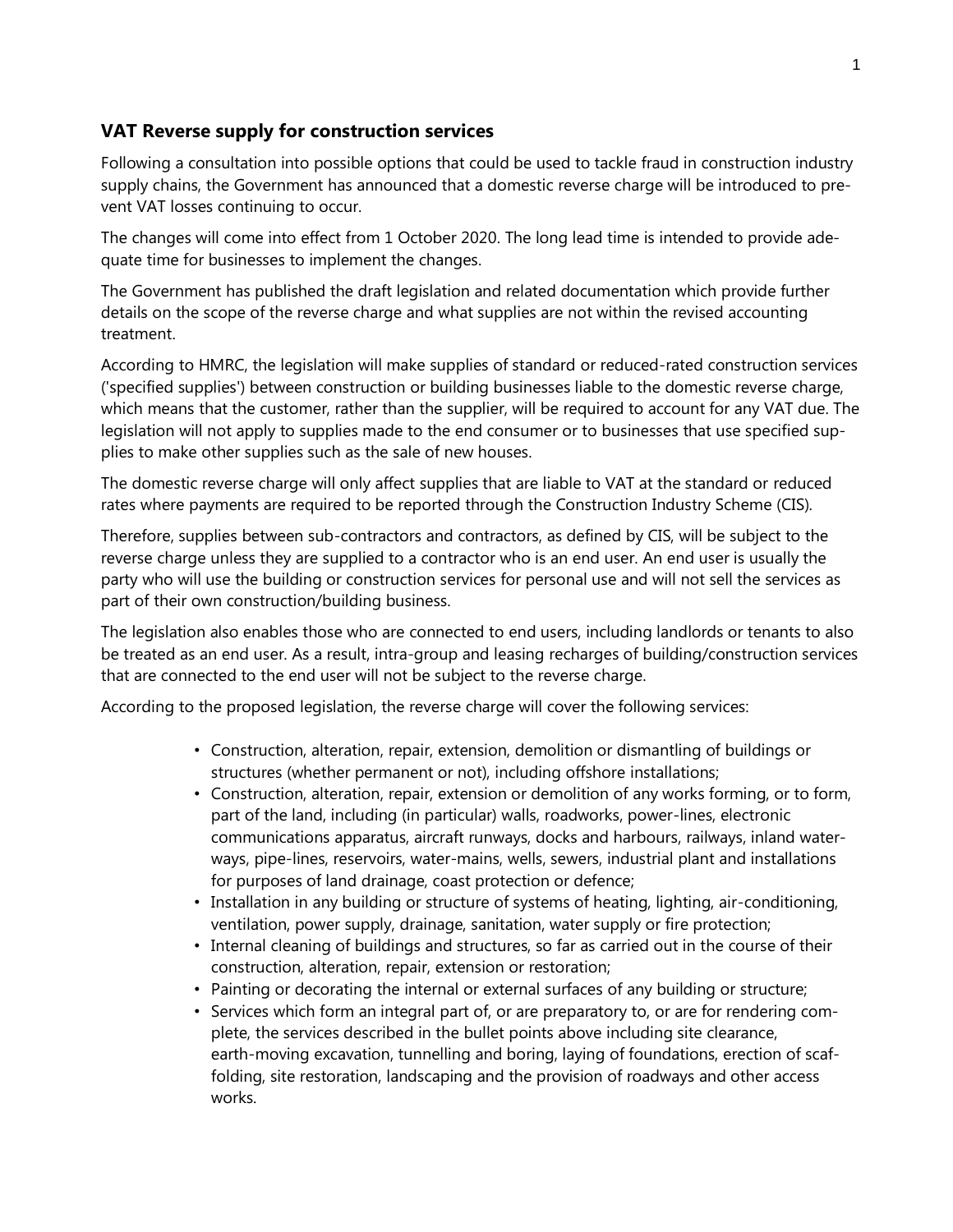## VAT Reverse supply for construction services

Following a consultation into possible options that could be used to tackle fraud in construction industry supply chains, the Government has announced that a domestic reverse charge will be introduced to prevent VAT losses continuing to occur.

The changes will come into effect from 1 October 2020. The long lead time is intended to provide adequate time for businesses to implement the changes.

The Government has published the draft legislation and related documentation which provide further details on the scope of the reverse charge and what supplies are not within the revised accounting treatment.

According to HMRC, the legislation will make supplies of standard or reduced-rated construction services ('specified supplies') between construction or building businesses liable to the domestic reverse charge, which means that the customer, rather than the supplier, will be required to account for any VAT due. The legislation will not apply to supplies made to the end consumer or to businesses that use specified supplies to make other supplies such as the sale of new houses.

The domestic reverse charge will only affect supplies that are liable to VAT at the standard or reduced rates where payments are required to be reported through the Construction Industry Scheme (CIS).

Therefore, supplies between sub-contractors and contractors, as defined by CIS, will be subject to the reverse charge unless they are supplied to a contractor who is an end user. An end user is usually the party who will use the building or construction services for personal use and will not sell the services as part of their own construction/building business.

The legislation also enables those who are connected to end users, including landlords or tenants to also be treated as an end user. As a result, intra-group and leasing recharges of building/construction services that are connected to the end user will not be subject to the reverse charge.

According to the proposed legislation, the reverse charge will cover the following services:

- Construction, alteration, repair, extension, demolition or dismantling of buildings or structures (whether permanent or not), including offshore installations;
- Construction, alteration, repair, extension or demolition of any works forming, or to form, part of the land, including (in particular) walls, roadworks, power-lines, electronic communications apparatus, aircraft runways, docks and harbours, railways, inland waterways, pipe-lines, reservoirs, water-mains, wells, sewers, industrial plant and installations for purposes of land drainage, coast protection or defence;
- Installation in any building or structure of systems of heating, lighting, air-conditioning, ventilation, power supply, drainage, sanitation, water supply or fire protection;
- Internal cleaning of buildings and structures, so far as carried out in the course of their construction, alteration, repair, extension or restoration;
- Painting or decorating the internal or external surfaces of any building or structure;
- Services which form an integral part of, or are preparatory to, or are for rendering complete, the services described in the bullet points above including site clearance, earth-moving excavation, tunnelling and boring, laying of foundations, erection of scaffolding, site restoration, landscaping and the provision of roadways and other access works.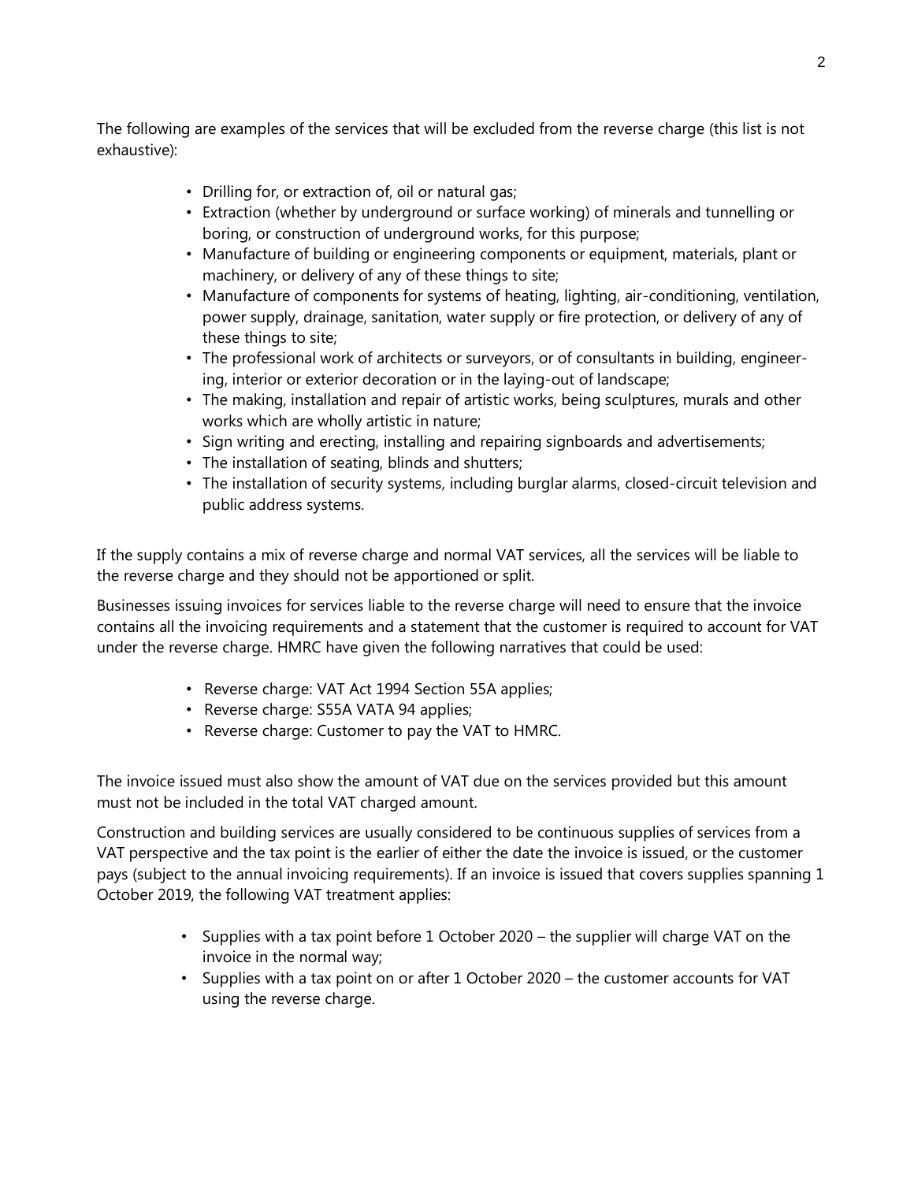The following are examples of the services that will be excluded from the reverse charge (this list is not exhaustive):

- Drilling for, or extraction of, oil or natural gas;
- Extraction (whether by underground or surface working) of minerals and tunnelling or boring, or construction of underground works, for this purpose;
- Manufacture of building or engineering components or equipment, materials, plant or machinery, or delivery of any of these things to site;
- Manufacture of components for systems of heating, lighting, air-conditioning, ventilation, power supply, drainage, sanitation, water supply or fire protection, or delivery of any of these things to site;
- The professional work of architects or surveyors, or of consultants in building, engineering, interior or exterior decoration or in the laying-out of landscape;
- The making, installation and repair of artistic works, being sculptures, murals and other works which are wholly artistic in nature;
- Sign writing and erecting, installing and repairing signboards and advertisements;
- The installation of seating, blinds and shutters;
- The installation of security systems, including burglar alarms, closed-circuit television and public address systems.

If the supply contains a mix of reverse charge and normal VAT services, all the services will be liable to the reverse charge and they should not be apportioned or split.

Businesses issuing invoices for services liable to the reverse charge will need to ensure that the invoice contains all the invoicing requirements and a statement that the customer is required to account for VAT under the reverse charge. HMRC have given the following narratives that could be used:

- Reverse charge: VAT Act 1994 Section 55A applies;
- Reverse charge: S55A VATA 94 applies;
- Reverse charge: Customer to pay the VAT to HMRC.

The invoice issued must also show the amount of VAT due on the services provided but this amount must not be included in the total VAT charged amount.

Construction and building services are usually considered to be continuous supplies of services from a VAT perspective and the tax point is the earlier of either the date the invoice is issued, or the customer pays (subject to the annual invoicing requirements). If an invoice is issued that covers supplies spanning 1 October 2019, the following VAT treatment applies:

- Supplies with a tax point before 1 October 2020 – the supplier will charge VAT on the invoice in the normal way;
- Supplies with a tax point on or after 1 October 2020 – the customer accounts for VAT using the reverse charge.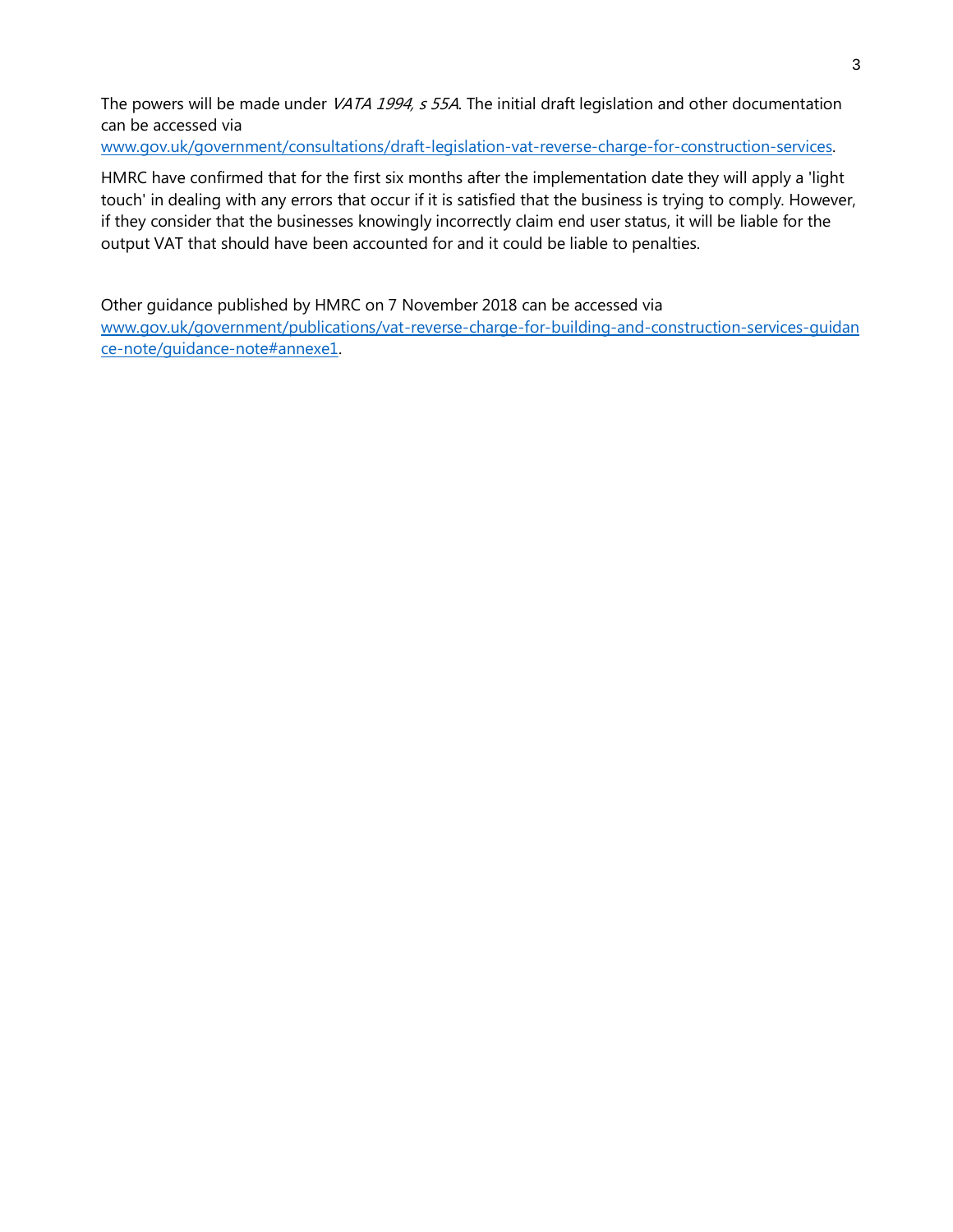The powers will be made under *VATA 1994, s 55A*. The initial draft legislation and other documentation can be accessed via [www.gov.uk/government/consultations/draft-legislation-vat-reverse-charge-for-construction-services](www.gov.uk/government/consultations/draft-legislation-vat-reverse-charge-for-construction-services).

HMRC have confirmed that for the first six months after the implementation date they will apply a 'light touch' in dealing with any errors that occur if it is satisfied that the business is trying to comply. However, if they consider that the businesses knowingly incorrectly claim end user status, it will be liable for the output VAT that should have been accounted for and it could be liable to penalties.

Other guidance published by HMRC on 7 November 2018 can be accessed via [www.gov.uk/government/publications/vat-reverse-charge-for-building-and-construction-services-guidance-note/guidance-note#annexe1](www.gov.uk/government/publications/vat-reverse-charge-for-building-and-construction-services-guidance-note/guidance-note#annexe1).